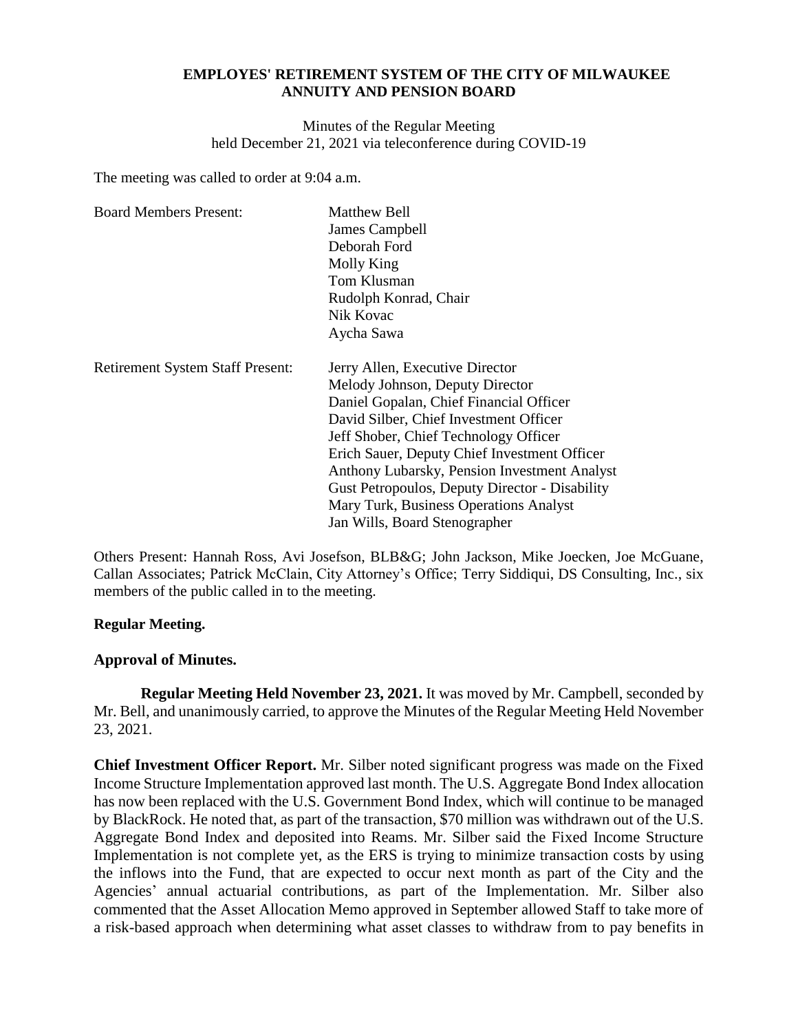**EMPLOYES' RETIREMENT SYSTEM OF THE CITY OF MILWAUKEE**
**ANNUITY AND PENSION BOARD**

Minutes of the Regular Meeting
held December 21, 2021 via teleconference during COVID-19

The meeting was called to order at 9:04 a.m.

| | |
|---|---|
| Board Members Present: | Matthew Bell<br>James Campbell<br>Deborah Ford<br>Molly King<br>Tom Klusman<br>Rudolph Konrad, Chair<br>Nik Kovac<br>Aycha Sawa |
| Retirement System Staff Present: | Jerry Allen, Executive Director<br>Melody Johnson, Deputy Director<br>Daniel Gopalan, Chief Financial Officer<br>David Silber, Chief Investment Officer<br>Jeff Shober, Chief Technology Officer<br>Erich Sauer, Deputy Chief Investment Officer<br>Anthony Lubarsky, Pension Investment Analyst<br>Gust Petropoulos, Deputy Director - Disability<br>Mary Turk, Business Operations Analyst<br>Jan Wills, Board Stenographer |

Others Present: Hannah Ross, Avi Josefson, BLB&G; John Jackson, Mike Joecken, Joe McGuane, Callan Associates; Patrick McClain, City Attorney's Office; Terry Siddiqui, DS Consulting, Inc., six members of the public called in to the meeting.

**Regular Meeting.**

**Approval of Minutes.**

**Regular Meeting Held November 23, 2021.** It was moved by Mr. Campbell, seconded by Mr. Bell, and unanimously carried, to approve the Minutes of the Regular Meeting Held November 23, 2021.

**Chief Investment Officer Report.** Mr. Silber noted significant progress was made on the Fixed Income Structure Implementation approved last month. The U.S. Aggregate Bond Index allocation has now been replaced with the U.S. Government Bond Index, which will continue to be managed by BlackRock. He noted that, as part of the transaction, $70 million was withdrawn out of the U.S. Aggregate Bond Index and deposited into Reams. Mr. Silber said the Fixed Income Structure Implementation is not complete yet, as the ERS is trying to minimize transaction costs by using the inflows into the Fund, that are expected to occur next month as part of the City and the Agencies' annual actuarial contributions, as part of the Implementation. Mr. Silber also commented that the Asset Allocation Memo approved in September allowed Staff to take more of a risk-based approach when determining what asset classes to withdraw from to pay benefits in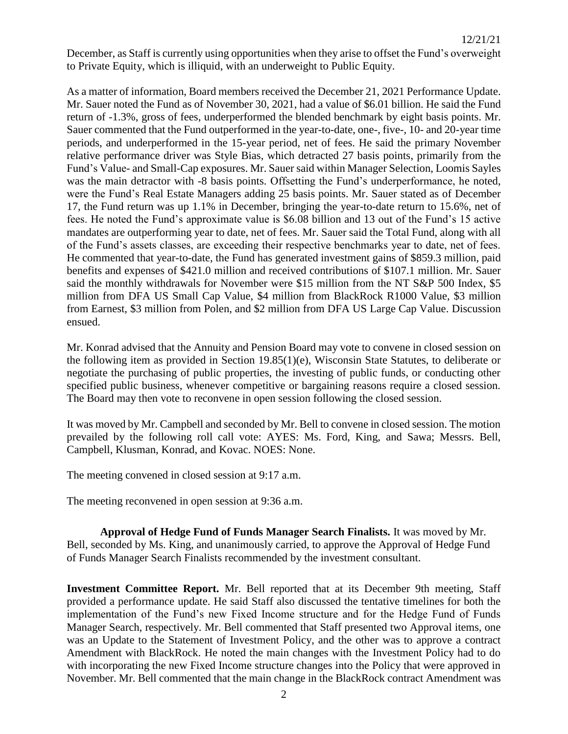December, as Staff is currently using opportunities when they arise to offset the Fund's overweight to Private Equity, which is illiquid, with an underweight to Public Equity.

As a matter of information, Board members received the December 21, 2021 Performance Update. Mr. Sauer noted the Fund as of November 30, 2021, had a value of \$6.01 billion. He said the Fund return of -1.3%, gross of fees, underperformed the blended benchmark by eight basis points. Mr. Sauer commented that the Fund outperformed in the year-to-date, one-, five-, 10- and 20-year time periods, and underperformed in the 15-year period, net of fees. He said the primary November relative performance driver was Style Bias, which detracted 27 basis points, primarily from the Fund's Value- and Small-Cap exposures. Mr. Sauer said within Manager Selection, Loomis Sayles was the main detractor with -8 basis points. Offsetting the Fund's underperformance, he noted, were the Fund's Real Estate Managers adding 25 basis points. Mr. Sauer stated as of December 17, the Fund return was up 1.1% in December, bringing the year-to-date return to 15.6%, net of fees. He noted the Fund's approximate value is \$6.08 billion and 13 out of the Fund's 15 active mandates are outperforming year to date, net of fees. Mr. Sauer said the Total Fund, along with all of the Fund's assets classes, are exceeding their respective benchmarks year to date, net of fees. He commented that year-to-date, the Fund has generated investment gains of \$859.3 million, paid benefits and expenses of \$421.0 million and received contributions of \$107.1 million. Mr. Sauer said the monthly withdrawals for November were \$15 million from the NT S&P 500 Index, \$5 million from DFA US Small Cap Value, \$4 million from BlackRock R1000 Value, \$3 million from Earnest, \$3 million from Polen, and \$2 million from DFA US Large Cap Value. Discussion ensued.

Mr. Konrad advised that the Annuity and Pension Board may vote to convene in closed session on the following item as provided in Section 19.85(1)(e), Wisconsin State Statutes, to deliberate or negotiate the purchasing of public properties, the investing of public funds, or conducting other specified public business, whenever competitive or bargaining reasons require a closed session. The Board may then vote to reconvene in open session following the closed session.

It was moved by Mr. Campbell and seconded by Mr. Bell to convene in closed session. The motion prevailed by the following roll call vote: AYES: Ms. Ford, King, and Sawa; Messrs. Bell, Campbell, Klusman, Konrad, and Kovac. NOES: None.

The meeting convened in closed session at 9:17 a.m.

The meeting reconvened in open session at 9:36 a.m.

**Approval of Hedge Fund of Funds Manager Search Finalists.** It was moved by Mr. Bell, seconded by Ms. King, and unanimously carried, to approve the Approval of Hedge Fund of Funds Manager Search Finalists recommended by the investment consultant.

**Investment Committee Report.** Mr. Bell reported that at its December 9th meeting, Staff provided a performance update. He said Staff also discussed the tentative timelines for both the implementation of the Fund's new Fixed Income structure and for the Hedge Fund of Funds Manager Search, respectively. Mr. Bell commented that Staff presented two Approval items, one was an Update to the Statement of Investment Policy, and the other was to approve a contract Amendment with BlackRock. He noted the main changes with the Investment Policy had to do with incorporating the new Fixed Income structure changes into the Policy that were approved in November. Mr. Bell commented that the main change in the BlackRock contract Amendment was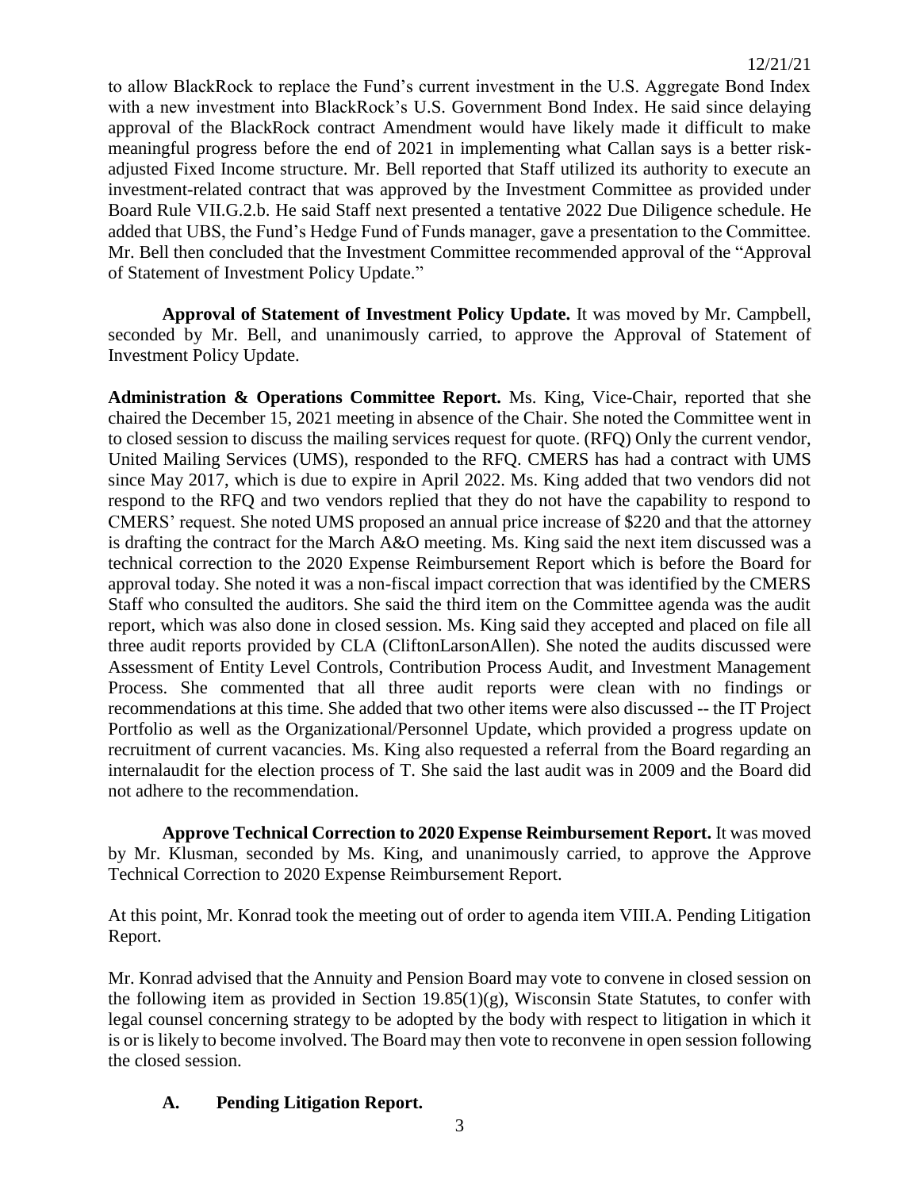to allow BlackRock to replace the Fund's current investment in the U.S. Aggregate Bond Index with a new investment into BlackRock's U.S. Government Bond Index. He said since delaying approval of the BlackRock contract Amendment would have likely made it difficult to make meaningful progress before the end of 2021 in implementing what Callan says is a better risk-adjusted Fixed Income structure. Mr. Bell reported that Staff utilized its authority to execute an investment-related contract that was approved by the Investment Committee as provided under Board Rule VII.G.2.b. He said Staff next presented a tentative 2022 Due Diligence schedule. He added that UBS, the Fund's Hedge Fund of Funds manager, gave a presentation to the Committee. Mr. Bell then concluded that the Investment Committee recommended approval of the "Approval of Statement of Investment Policy Update."

**Approval of Statement of Investment Policy Update.** It was moved by Mr. Campbell, seconded by Mr. Bell, and unanimously carried, to approve the Approval of Statement of Investment Policy Update.

**Administration & Operations Committee Report.** Ms. King, Vice-Chair, reported that she chaired the December 15, 2021 meeting in absence of the Chair. She noted the Committee went in to closed session to discuss the mailing services request for quote. (RFQ) Only the current vendor, United Mailing Services (UMS), responded to the RFQ. CMERS has had a contract with UMS since May 2017, which is due to expire in April 2022. Ms. King added that two vendors did not respond to the RFQ and two vendors replied that they do not have the capability to respond to CMERS' request. She noted UMS proposed an annual price increase of $220 and that the attorney is drafting the contract for the March A&O meeting. Ms. King said the next item discussed was a technical correction to the 2020 Expense Reimbursement Report which is before the Board for approval today. She noted it was a non-fiscal impact correction that was identified by the CMERS Staff who consulted the auditors. She said the third item on the Committee agenda was the audit report, which was also done in closed session. Ms. King said they accepted and placed on file all three audit reports provided by CLA (CliftonLarsonAllen). She noted the audits discussed were Assessment of Entity Level Controls, Contribution Process Audit, and Investment Management Process. She commented that all three audit reports were clean with no findings or recommendations at this time. She added that two other items were also discussed -- the IT Project Portfolio as well as the Organizational/Personnel Update, which provided a progress update on recruitment of current vacancies. Ms. King also requested a referral from the Board regarding an internalaudit for the election process of T. She said the last audit was in 2009 and the Board did not adhere to the recommendation.

**Approve Technical Correction to 2020 Expense Reimbursement Report.** It was moved by Mr. Klusman, seconded by Ms. King, and unanimously carried, to approve the Approve Technical Correction to 2020 Expense Reimbursement Report.

At this point, Mr. Konrad took the meeting out of order to agenda item VIII.A. Pending Litigation Report.

Mr. Konrad advised that the Annuity and Pension Board may vote to convene in closed session on the following item as provided in Section 19.85(1)(g), Wisconsin State Statutes, to confer with legal counsel concerning strategy to be adopted by the body with respect to litigation in which it is or is likely to become involved. The Board may then vote to reconvene in open session following the closed session.

**A. Pending Litigation Report.**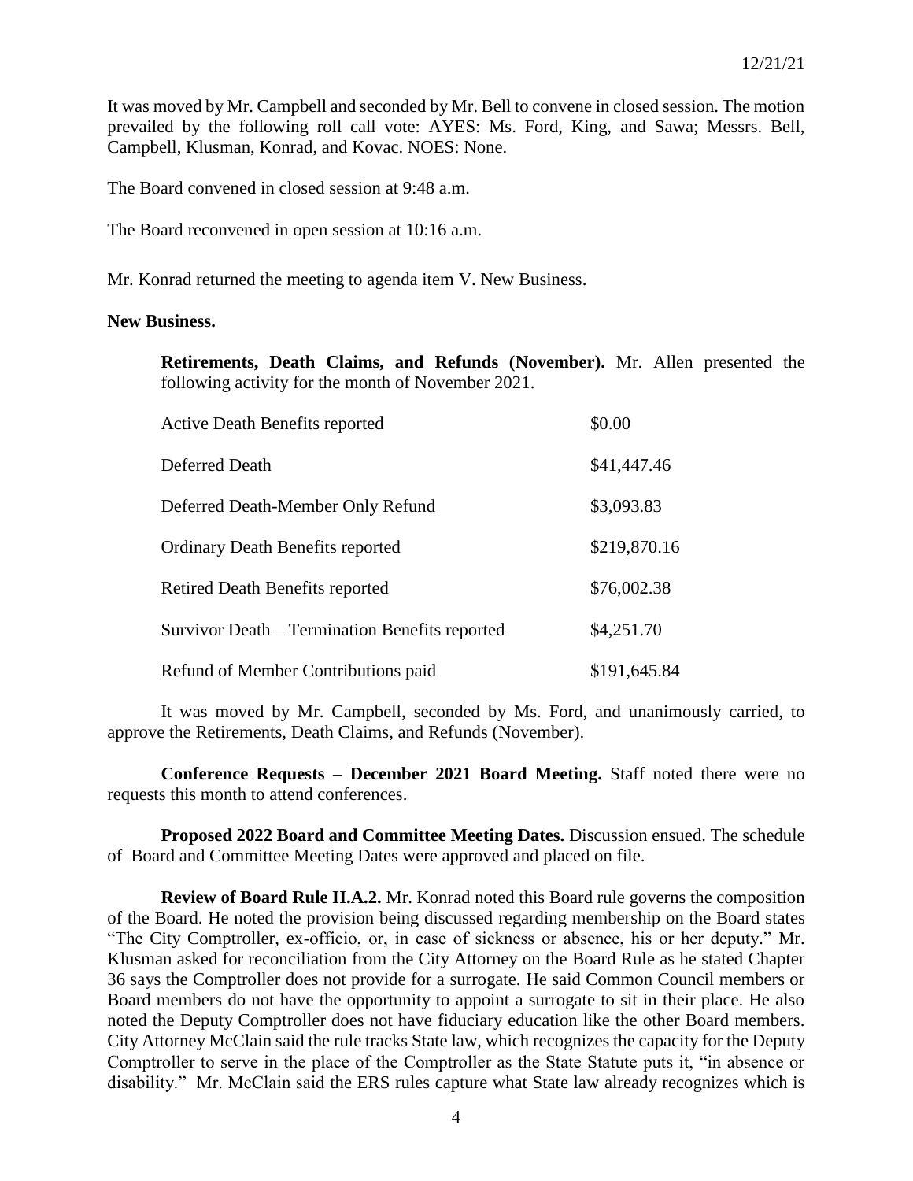It was moved by Mr. Campbell and seconded by Mr. Bell to convene in closed session. The motion prevailed by the following roll call vote: AYES: Ms. Ford, King, and Sawa; Messrs. Bell, Campbell, Klusman, Konrad, and Kovac. NOES: None.

The Board convened in closed session at 9:48 a.m.

The Board reconvened in open session at 10:16 a.m.

Mr. Konrad returned the meeting to agenda item V. New Business.

**New Business.**

**Retirements, Death Claims, and Refunds (November).** Mr. Allen presented the following activity for the month of November 2021.

| | |
|---|---|
| Active Death Benefits reported | \$0.00 |
| Deferred Death | \$41,447.46 |
| Deferred Death-Member Only Refund | \$3,093.83 |
| Ordinary Death Benefits reported | \$219,870.16 |
| Retired Death Benefits reported | \$76,002.38 |
| Survivor Death – Termination Benefits reported | \$4,251.70 |
| Refund of Member Contributions paid | \$191,645.84 |

It was moved by Mr. Campbell, seconded by Ms. Ford, and unanimously carried, to approve the Retirements, Death Claims, and Refunds (November).

**Conference Requests – December 2021 Board Meeting.** Staff noted there were no requests this month to attend conferences.

**Proposed 2022 Board and Committee Meeting Dates.** Discussion ensued. The schedule of Board and Committee Meeting Dates were approved and placed on file.

**Review of Board Rule II.A.2.** Mr. Konrad noted this Board rule governs the composition of the Board. He noted the provision being discussed regarding membership on the Board states "The City Comptroller, ex-officio, or, in case of sickness or absence, his or her deputy." Mr. Klusman asked for reconciliation from the City Attorney on the Board Rule as he stated Chapter 36 says the Comptroller does not provide for a surrogate. He said Common Council members or Board members do not have the opportunity to appoint a surrogate to sit in their place. He also noted the Deputy Comptroller does not have fiduciary education like the other Board members. City Attorney McClain said the rule tracks State law, which recognizes the capacity for the Deputy Comptroller to serve in the place of the Comptroller as the State Statute puts it, "in absence or disability." Mr. McClain said the ERS rules capture what State law already recognizes which is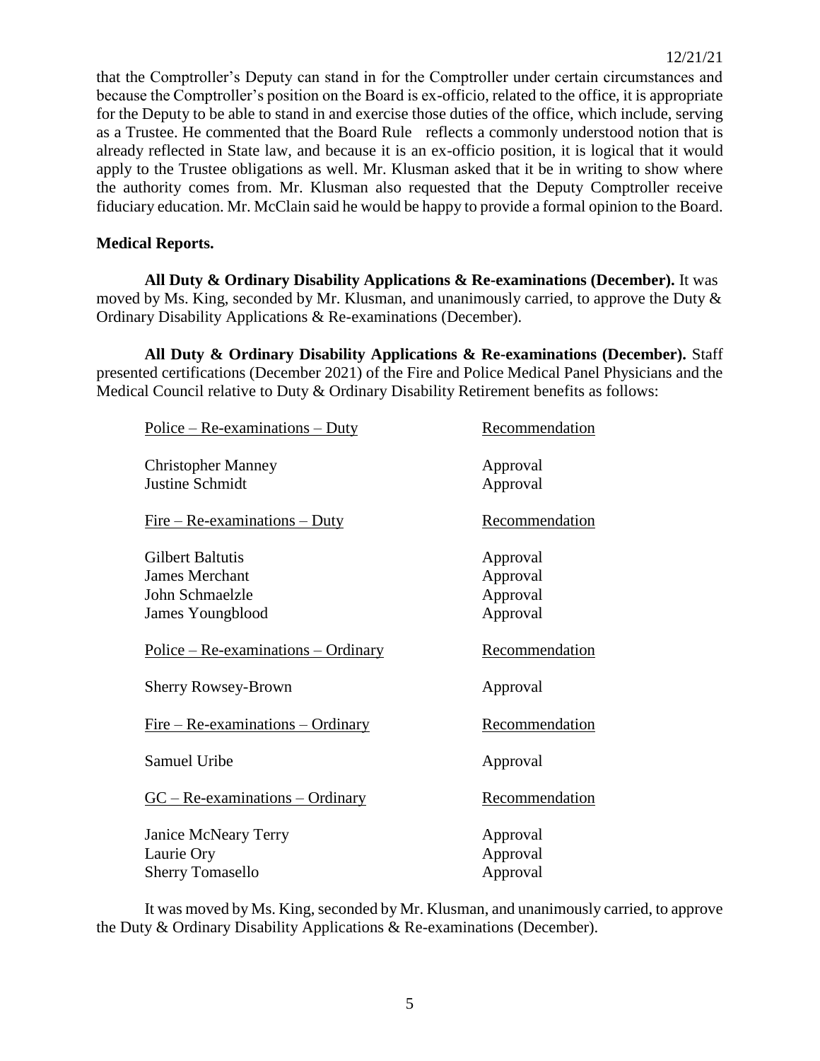that the Comptroller's Deputy can stand in for the Comptroller under certain circumstances and because the Comptroller's position on the Board is ex-officio, related to the office, it is appropriate for the Deputy to be able to stand in and exercise those duties of the office, which include, serving as a Trustee. He commented that the Board Rule reflects a commonly understood notion that is already reflected in State law, and because it is an ex-officio position, it is logical that it would apply to the Trustee obligations as well. Mr. Klusman asked that it be in writing to show where the authority comes from. Mr. Klusman also requested that the Deputy Comptroller receive fiduciary education. Mr. McClain said he would be happy to provide a formal opinion to the Board.

**Medical Reports.**

**All Duty & Ordinary Disability Applications & Re-examinations (December).** It was moved by Ms. King, seconded by Mr. Klusman, and unanimously carried, to approve the Duty & Ordinary Disability Applications & Re-examinations (December).

**All Duty & Ordinary Disability Applications & Re-examinations (December).** Staff presented certifications (December 2021) of the Fire and Police Medical Panel Physicians and the Medical Council relative to Duty & Ordinary Disability Retirement benefits as follows:

| Police – Re-examinations – Duty | Recommendation |
|---|---|
| Christopher Manney | Approval |
| Justine Schmidt | Approval |

| Fire – Re-examinations – Duty | Recommendation |
|---|---|
| Gilbert Baltutis | Approval |
| James Merchant | Approval |
| John Schmaelzle | Approval |
| James Youngblood | Approval |

| Police – Re-examinations – Ordinary | Recommendation |
|---|---|
| Sherry Rowsey-Brown | Approval |

| Fire – Re-examinations – Ordinary | Recommendation |
|---|---|
| Samuel Uribe | Approval |

| GC – Re-examinations – Ordinary | Recommendation |
|---|---|
| Janice McNeary Terry | Approval |
| Laurie Ory | Approval |
| Sherry Tomasello | Approval |

It was moved by Ms. King, seconded by Mr. Klusman, and unanimously carried, to approve the Duty & Ordinary Disability Applications & Re-examinations (December).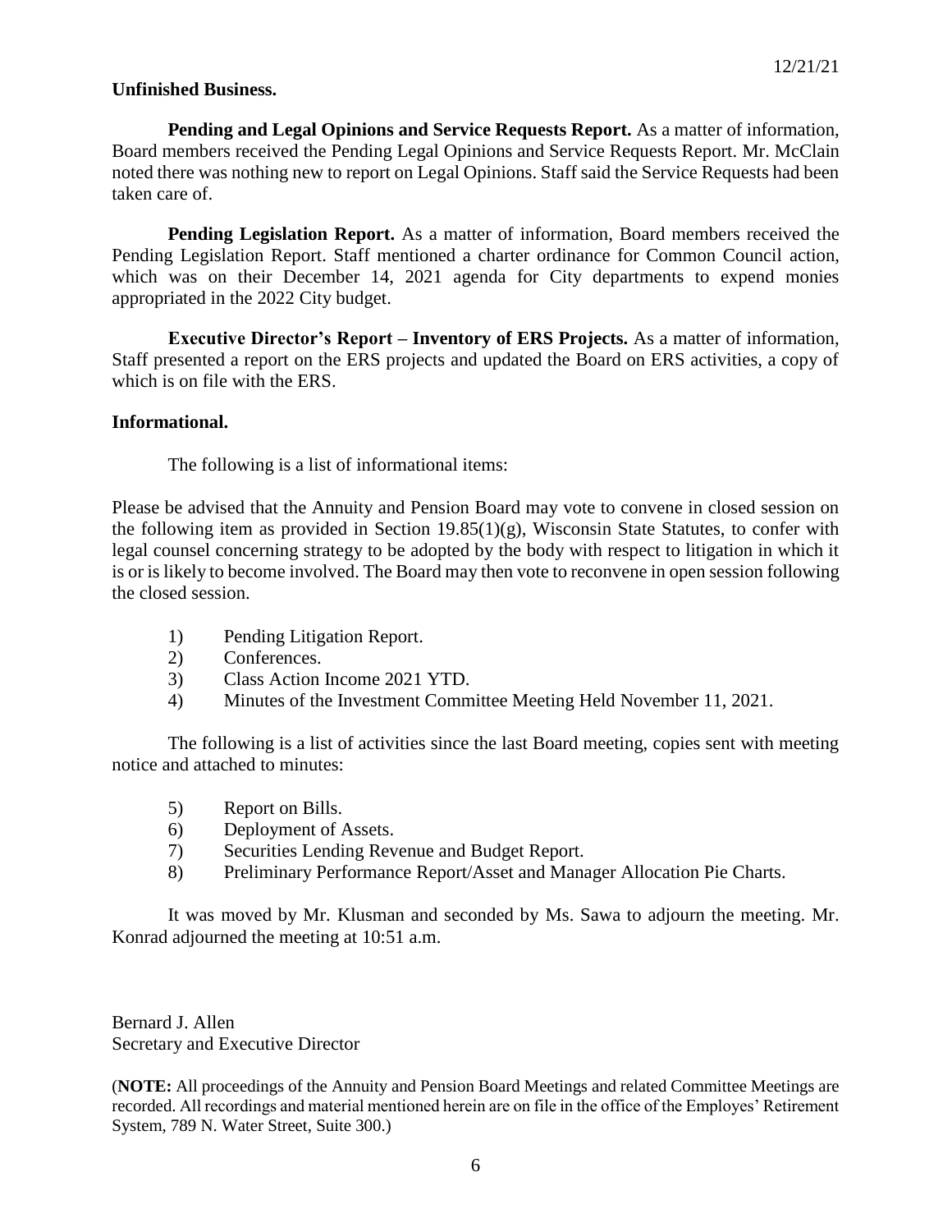**Unfinished Business.**

**Pending and Legal Opinions and Service Requests Report.** As a matter of information, Board members received the Pending Legal Opinions and Service Requests Report. Mr. McClain noted there was nothing new to report on Legal Opinions. Staff said the Service Requests had been taken care of.

**Pending Legislation Report.** As a matter of information, Board members received the Pending Legislation Report. Staff mentioned a charter ordinance for Common Council action, which was on their December 14, 2021 agenda for City departments to expend monies appropriated in the 2022 City budget.

**Executive Director's Report – Inventory of ERS Projects.** As a matter of information, Staff presented a report on the ERS projects and updated the Board on ERS activities, a copy of which is on file with the ERS.

**Informational.**

The following is a list of informational items:

Please be advised that the Annuity and Pension Board may vote to convene in closed session on the following item as provided in Section 19.85(1)(g), Wisconsin State Statutes, to confer with legal counsel concerning strategy to be adopted by the body with respect to litigation in which it is or is likely to become involved. The Board may then vote to reconvene in open session following the closed session.

1) Pending Litigation Report.
2) Conferences.
3) Class Action Income 2021 YTD.
4) Minutes of the Investment Committee Meeting Held November 11, 2021.

The following is a list of activities since the last Board meeting, copies sent with meeting notice and attached to minutes:

5) Report on Bills.
6) Deployment of Assets.
7) Securities Lending Revenue and Budget Report.
8) Preliminary Performance Report/Asset and Manager Allocation Pie Charts.

It was moved by Mr. Klusman and seconded by Ms. Sawa to adjourn the meeting. Mr. Konrad adjourned the meeting at 10:51 a.m.

Bernard J. Allen
Secretary and Executive Director

(**NOTE:** All proceedings of the Annuity and Pension Board Meetings and related Committee Meetings are recorded. All recordings and material mentioned herein are on file in the office of the Employes' Retirement System, 789 N. Water Street, Suite 300.)